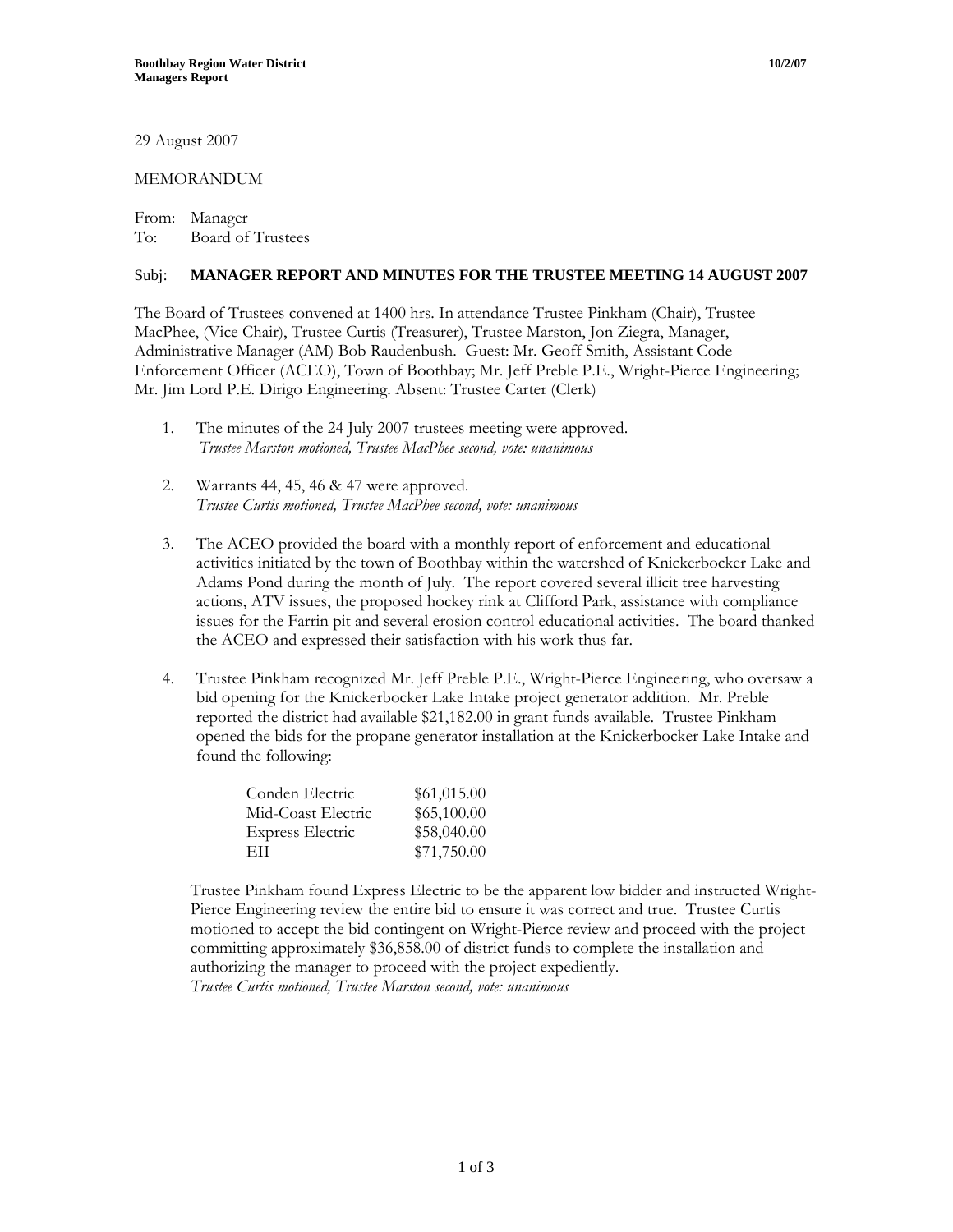29 August 2007

MEMORANDUM

From: Manager
To: Board of Trustees

Subj: **MANAGER REPORT AND MINUTES FOR THE TRUSTEE MEETING 14 AUGUST 2007**

The Board of Trustees convened at 1400 hrs. In attendance Trustee Pinkham (Chair), Trustee MacPhee, (Vice Chair), Trustee Curtis (Treasurer), Trustee Marston, Jon Ziegra, Manager, Administrative Manager (AM) Bob Raudenbush. Guest: Mr. Geoff Smith, Assistant Code Enforcement Officer (ACEO), Town of Boothbay; Mr. Jeff Preble P.E., Wright-Pierce Engineering; Mr. Jim Lord P.E. Dirigo Engineering. Absent: Trustee Carter (Clerk)

1. The minutes of the 24 July 2007 trustees meeting were approved.
   *Trustee Marston motioned, Trustee MacPhee second, vote: unanimous*

2. Warrants 44, 45, 46 & 47 were approved.
   *Trustee Curtis motioned, Trustee MacPhee second, vote: unanimous*

3. The ACEO provided the board with a monthly report of enforcement and educational activities initiated by the town of Boothbay within the watershed of Knickerbocker Lake and Adams Pond during the month of July. The report covered several illicit tree harvesting actions, ATV issues, the proposed hockey rink at Clifford Park, assistance with compliance issues for the Farrin pit and several erosion control educational activities. The board thanked the ACEO and expressed their satisfaction with his work thus far.

4. Trustee Pinkham recognized Mr. Jeff Preble P.E., Wright-Pierce Engineering, who oversaw a bid opening for the Knickerbocker Lake Intake project generator addition. Mr. Preble reported the district had available $21,182.00 in grant funds available. Trustee Pinkham opened the bids for the propane generator installation at the Knickerbocker Lake Intake and found the following:

   | Bidder | Amount |
   | --- | --- |
   | Conden Electric | $61,015.00 |
   | Mid-Coast Electric | $65,100.00 |
   | Express Electric | $58,040.00 |
   | EII | $71,750.00 |

   Trustee Pinkham found Express Electric to be the apparent low bidder and instructed Wright-Pierce Engineering review the entire bid to ensure it was correct and true. Trustee Curtis motioned to accept the bid contingent on Wright-Pierce review and proceed with the project committing approximately $36,858.00 of district funds to complete the installation and authorizing the manager to proceed with the project expediently.
   *Trustee Curtis motioned, Trustee Marston second, vote: unanimous*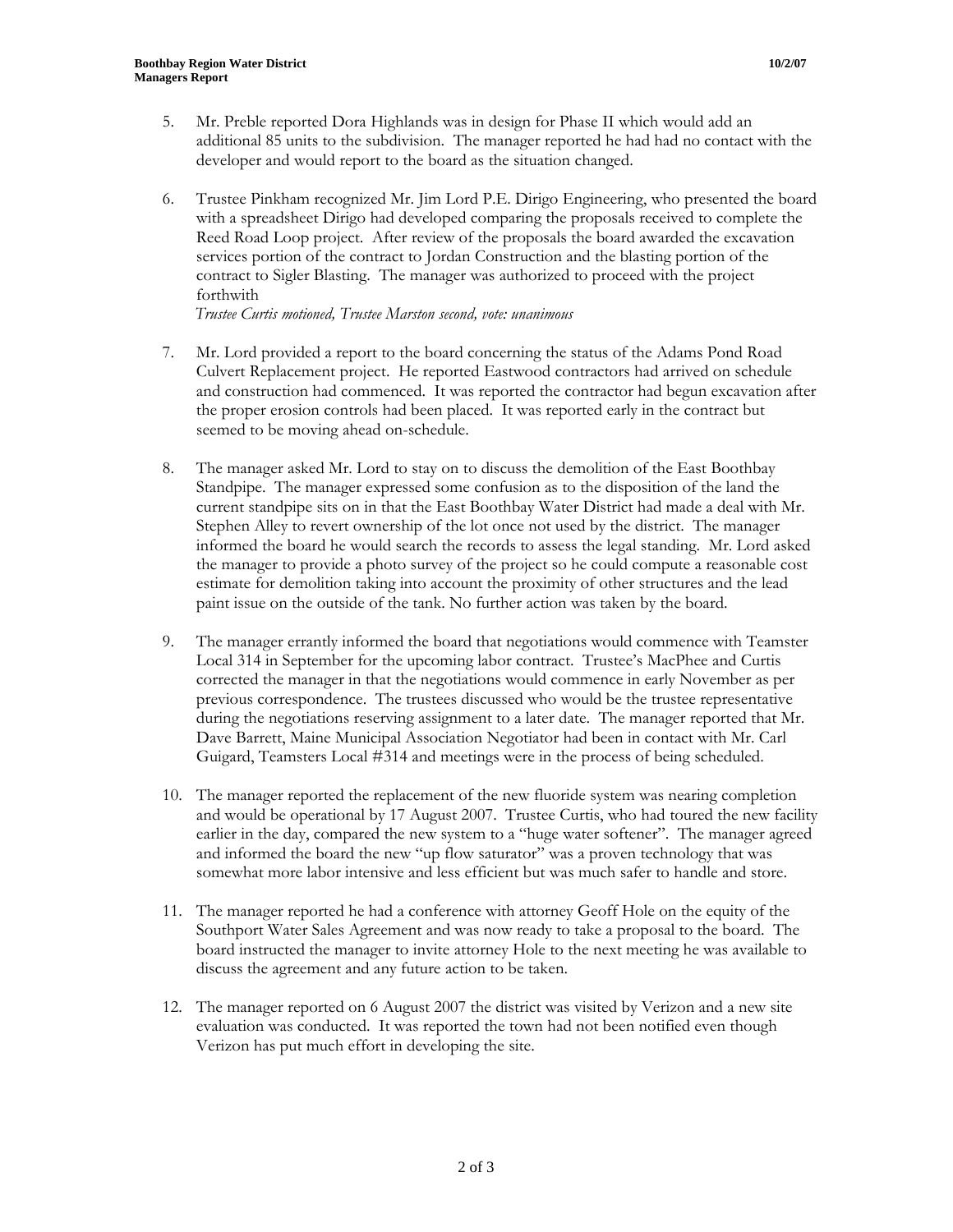5. Mr. Preble reported Dora Highlands was in design for Phase II which would add an additional 85 units to the subdivision. The manager reported he had had no contact with the developer and would report to the board as the situation changed.

6. Trustee Pinkham recognized Mr. Jim Lord P.E. Dirigo Engineering, who presented the board with a spreadsheet Dirigo had developed comparing the proposals received to complete the Reed Road Loop project. After review of the proposals the board awarded the excavation services portion of the contract to Jordan Construction and the blasting portion of the contract to Sigler Blasting. The manager was authorized to proceed with the project forthwith
   *Trustee Curtis motioned, Trustee Marston second, vote: unanimous*

7. Mr. Lord provided a report to the board concerning the status of the Adams Pond Road Culvert Replacement project. He reported Eastwood contractors had arrived on schedule and construction had commenced. It was reported the contractor had begun excavation after the proper erosion controls had been placed. It was reported early in the contract but seemed to be moving ahead on-schedule.

8. The manager asked Mr. Lord to stay on to discuss the demolition of the East Boothbay Standpipe. The manager expressed some confusion as to the disposition of the land the current standpipe sits on in that the East Boothbay Water District had made a deal with Mr. Stephen Alley to revert ownership of the lot once not used by the district. The manager informed the board he would search the records to assess the legal standing. Mr. Lord asked the manager to provide a photo survey of the project so he could compute a reasonable cost estimate for demolition taking into account the proximity of other structures and the lead paint issue on the outside of the tank. No further action was taken by the board.

9. The manager errantly informed the board that negotiations would commence with Teamster Local 314 in September for the upcoming labor contract. Trustee's MacPhee and Curtis corrected the manager in that the negotiations would commence in early November as per previous correspondence. The trustees discussed who would be the trustee representative during the negotiations reserving assignment to a later date. The manager reported that Mr. Dave Barrett, Maine Municipal Association Negotiator had been in contact with Mr. Carl Guigard, Teamsters Local #314 and meetings were in the process of being scheduled.

10. The manager reported the replacement of the new fluoride system was nearing completion and would be operational by 17 August 2007. Trustee Curtis, who had toured the new facility earlier in the day, compared the new system to a "huge water softener". The manager agreed and informed the board the new "up flow saturator" was a proven technology that was somewhat more labor intensive and less efficient but was much safer to handle and store.

11. The manager reported he had a conference with attorney Geoff Hole on the equity of the Southport Water Sales Agreement and was now ready to take a proposal to the board. The board instructed the manager to invite attorney Hole to the next meeting he was available to discuss the agreement and any future action to be taken.

12. The manager reported on 6 August 2007 the district was visited by Verizon and a new site evaluation was conducted. It was reported the town had not been notified even though Verizon has put much effort in developing the site.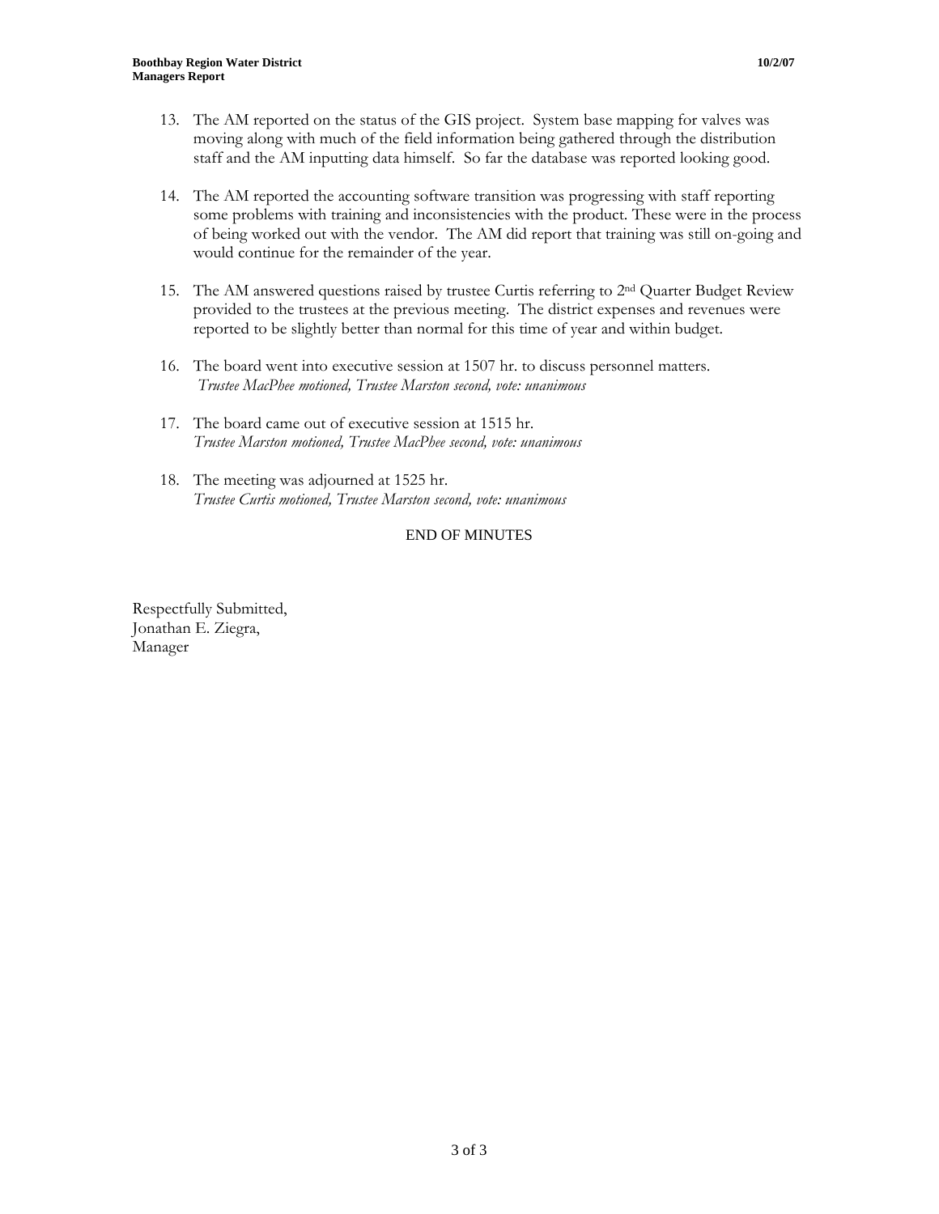13. The AM reported on the status of the GIS project. System base mapping for valves was moving along with much of the field information being gathered through the distribution staff and the AM inputting data himself. So far the database was reported looking good.

14. The AM reported the accounting software transition was progressing with staff reporting some problems with training and inconsistencies with the product. These were in the process of being worked out with the vendor. The AM did report that training was still on-going and would continue for the remainder of the year.

15. The AM answered questions raised by trustee Curtis referring to 2nd Quarter Budget Review provided to the trustees at the previous meeting. The district expenses and revenues were reported to be slightly better than normal for this time of year and within budget.

16. The board went into executive session at 1507 hr. to discuss personnel matters.
    *Trustee MacPhee motioned, Trustee Marston second, vote: unanimous*

17. The board came out of executive session at 1515 hr.
    *Trustee Marston motioned, Trustee MacPhee second, vote: unanimous*

18. The meeting was adjourned at 1525 hr.
    *Trustee Curtis motioned, Trustee Marston second, vote: unanimous*

END OF MINUTES

Respectfully Submitted,
Jonathan E. Ziegra,
Manager